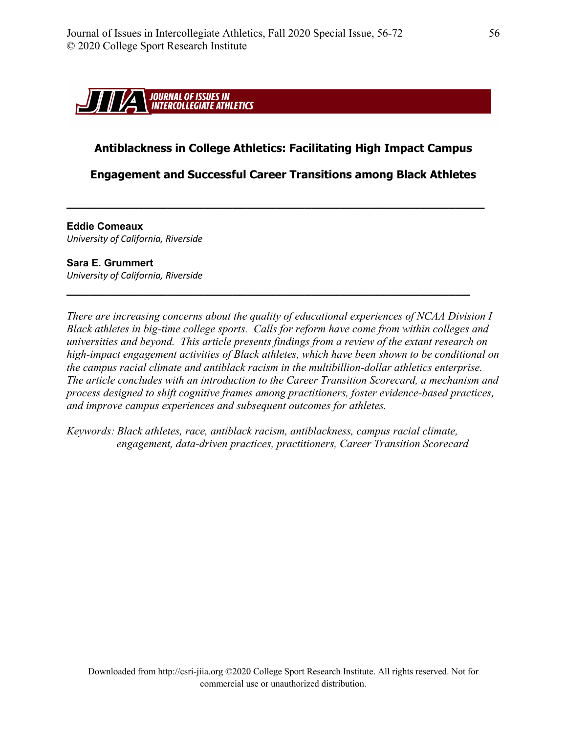# Antiblackness in College Athletics: Facilitating High Impact Campus Engagement and Successful Career Transitions among Black Athletes

---

**Eddie Comeaux**
*University of California, Riverside*

**Sara E. Grummert**
*University of California, Riverside*

---

*There are increasing concerns about the quality of educational experiences of NCAA Division I Black athletes in big-time college sports. Calls for reform have come from within colleges and universities and beyond. This article presents findings from a review of the extant research on high-impact engagement activities of Black athletes, which have been shown to be conditional on the campus racial climate and antiblack racism in the multibillion-dollar athletics enterprise. The article concludes with an introduction to the Career Transition Scorecard, a mechanism and process designed to shift cognitive frames among practitioners, foster evidence-based practices, and improve campus experiences and subsequent outcomes for athletes.*

*Keywords: Black athletes, race, antiblack racism, antiblackness, campus racial climate, engagement, data-driven practices, practitioners, Career Transition Scorecard*

Downloaded from http://csri-jiia.org ©2020 College Sport Research Institute. All rights reserved. Not for commercial use or unauthorized distribution.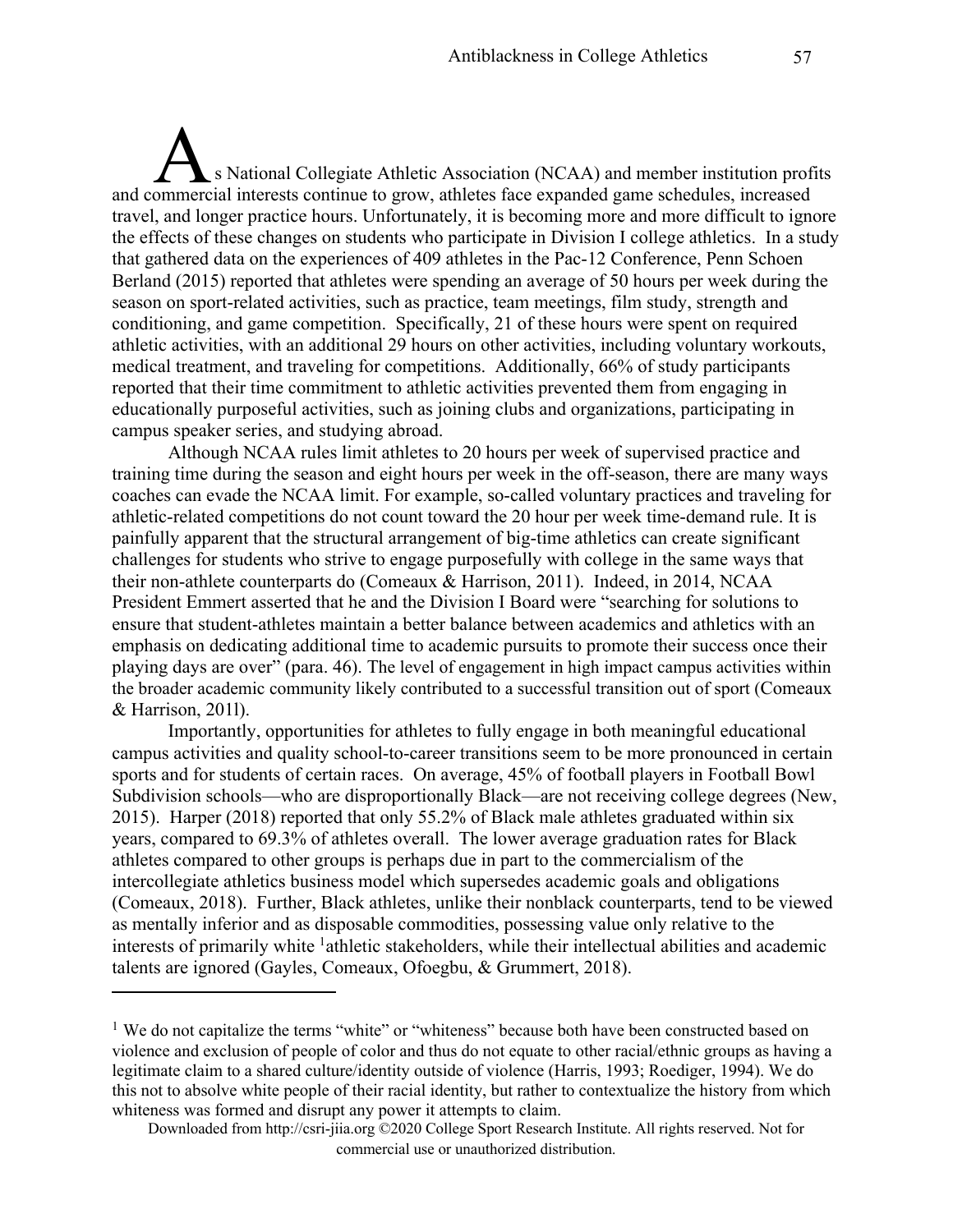As National Collegiate Athletic Association (NCAA) and member institution profits and commercial interests continue to grow, athletes face expanded game schedules, increased travel, and longer practice hours. Unfortunately, it is becoming more and more difficult to ignore the effects of these changes on students who participate in Division I college athletics. In a study that gathered data on the experiences of 409 athletes in the Pac-12 Conference, Penn Schoen Berland (2015) reported that athletes were spending an average of 50 hours per week during the season on sport-related activities, such as practice, team meetings, film study, strength and conditioning, and game competition. Specifically, 21 of these hours were spent on required athletic activities, with an additional 29 hours on other activities, including voluntary workouts, medical treatment, and traveling for competitions. Additionally, 66% of study participants reported that their time commitment to athletic activities prevented them from engaging in educationally purposeful activities, such as joining clubs and organizations, participating in campus speaker series, and studying abroad.

Although NCAA rules limit athletes to 20 hours per week of supervised practice and training time during the season and eight hours per week in the off-season, there are many ways coaches can evade the NCAA limit. For example, so-called voluntary practices and traveling for athletic-related competitions do not count toward the 20 hour per week time-demand rule. It is painfully apparent that the structural arrangement of big-time athletics can create significant challenges for students who strive to engage purposefully with college in the same ways that their non-athlete counterparts do (Comeaux & Harrison, 2011). Indeed, in 2014, NCAA President Emmert asserted that he and the Division I Board were "searching for solutions to ensure that student-athletes maintain a better balance between academics and athletics with an emphasis on dedicating additional time to academic pursuits to promote their success once their playing days are over" (para. 46). The level of engagement in high impact campus activities within the broader academic community likely contributed to a successful transition out of sport (Comeaux & Harrison, 2011).

Importantly, opportunities for athletes to fully engage in both meaningful educational campus activities and quality school-to-career transitions seem to be more pronounced in certain sports and for students of certain races. On average, 45% of football players in Football Bowl Subdivision schools—who are disproportionally Black—are not receiving college degrees (New, 2015). Harper (2018) reported that only 55.2% of Black male athletes graduated within six years, compared to 69.3% of athletes overall. The lower average graduation rates for Black athletes compared to other groups is perhaps due in part to the commercialism of the intercollegiate athletics business model which supersedes academic goals and obligations (Comeaux, 2018). Further, Black athletes, unlike their nonblack counterparts, tend to be viewed as mentally inferior and as disposable commodities, possessing value only relative to the interests of primarily white [1] athletic stakeholders, while their intellectual abilities and academic talents are ignored (Gayles, Comeaux, Ofoegbu, & Grummert, 2018).

[1] We do not capitalize the terms "white" or "whiteness" because both have been constructed based on violence and exclusion of people of color and thus do not equate to other racial/ethnic groups as having a legitimate claim to a shared culture/identity outside of violence (Harris, 1993; Roediger, 1994). We do this not to absolve white people of their racial identity, but rather to contextualize the history from which whiteness was formed and disrupt any power it attempts to claim.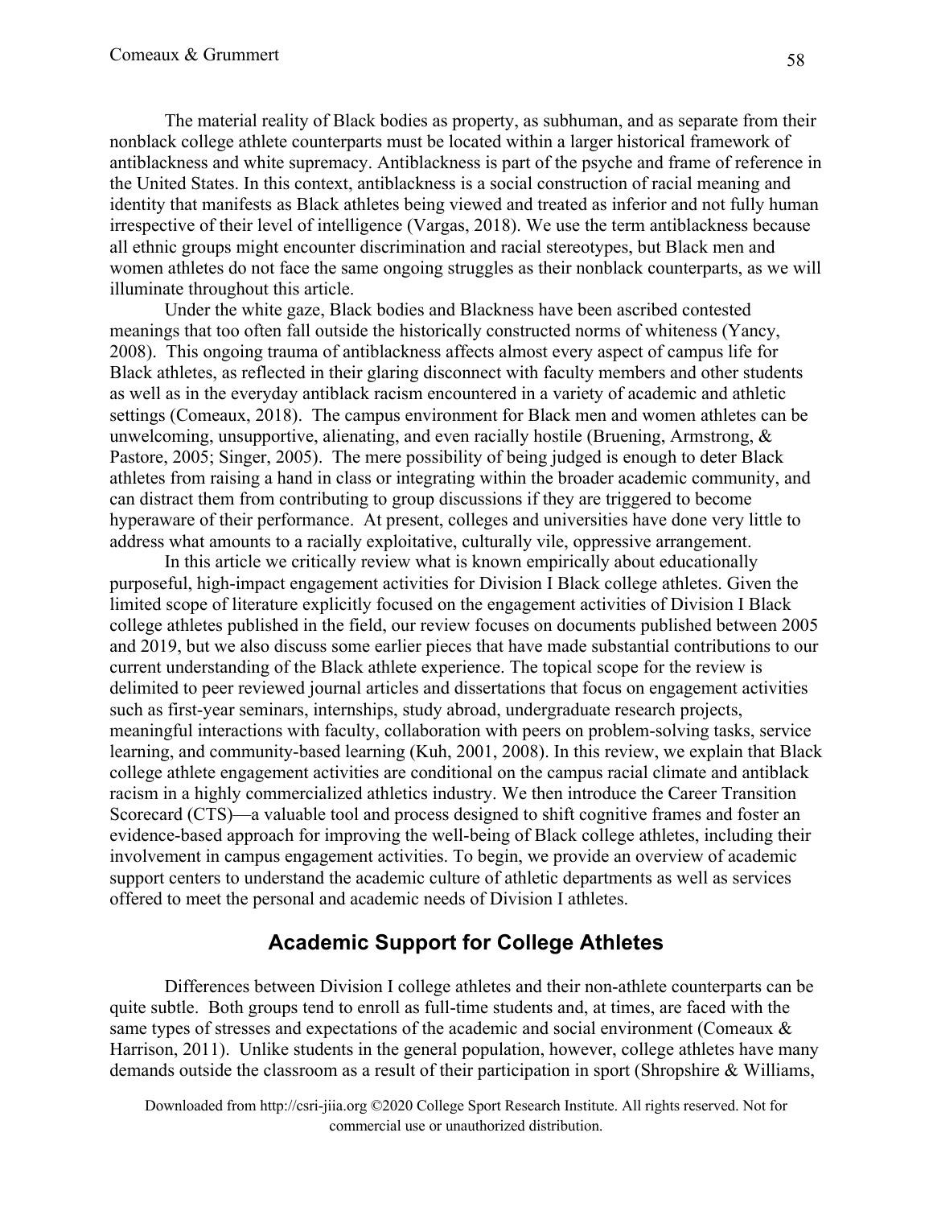The material reality of Black bodies as property, as subhuman, and as separate from their nonblack college athlete counterparts must be located within a larger historical framework of antiblackness and white supremacy. Antiblackness is part of the psyche and frame of reference in the United States. In this context, antiblackness is a social construction of racial meaning and identity that manifests as Black athletes being viewed and treated as inferior and not fully human irrespective of their level of intelligence (Vargas, 2018). We use the term antiblackness because all ethnic groups might encounter discrimination and racial stereotypes, but Black men and women athletes do not face the same ongoing struggles as their nonblack counterparts, as we will illuminate throughout this article.

Under the white gaze, Black bodies and Blackness have been ascribed contested meanings that too often fall outside the historically constructed norms of whiteness (Yancy, 2008). This ongoing trauma of antiblackness affects almost every aspect of campus life for Black athletes, as reflected in their glaring disconnect with faculty members and other students as well as in the everyday antiblack racism encountered in a variety of academic and athletic settings (Comeaux, 2018). The campus environment for Black men and women athletes can be unwelcoming, unsupportive, alienating, and even racially hostile (Bruening, Armstrong, & Pastore, 2005; Singer, 2005). The mere possibility of being judged is enough to deter Black athletes from raising a hand in class or integrating within the broader academic community, and can distract them from contributing to group discussions if they are triggered to become hyperaware of their performance. At present, colleges and universities have done very little to address what amounts to a racially exploitative, culturally vile, oppressive arrangement.

In this article we critically review what is known empirically about educationally purposeful, high-impact engagement activities for Division I Black college athletes. Given the limited scope of literature explicitly focused on the engagement activities of Division I Black college athletes published in the field, our review focuses on documents published between 2005 and 2019, but we also discuss some earlier pieces that have made substantial contributions to our current understanding of the Black athlete experience. The topical scope for the review is delimited to peer reviewed journal articles and dissertations that focus on engagement activities such as first-year seminars, internships, study abroad, undergraduate research projects, meaningful interactions with faculty, collaboration with peers on problem-solving tasks, service learning, and community-based learning (Kuh, 2001, 2008). In this review, we explain that Black college athlete engagement activities are conditional on the campus racial climate and antiblack racism in a highly commercialized athletics industry. We then introduce the Career Transition Scorecard (CTS)—a valuable tool and process designed to shift cognitive frames and foster an evidence-based approach for improving the well-being of Black college athletes, including their involvement in campus engagement activities. To begin, we provide an overview of academic support centers to understand the academic culture of athletic departments as well as services offered to meet the personal and academic needs of Division I athletes.

## Academic Support for College Athletes

Differences between Division I college athletes and their non-athlete counterparts can be quite subtle. Both groups tend to enroll as full-time students and, at times, are faced with the same types of stresses and expectations of the academic and social environment (Comeaux & Harrison, 2011). Unlike students in the general population, however, college athletes have many demands outside the classroom as a result of their participation in sport (Shropshire & Williams,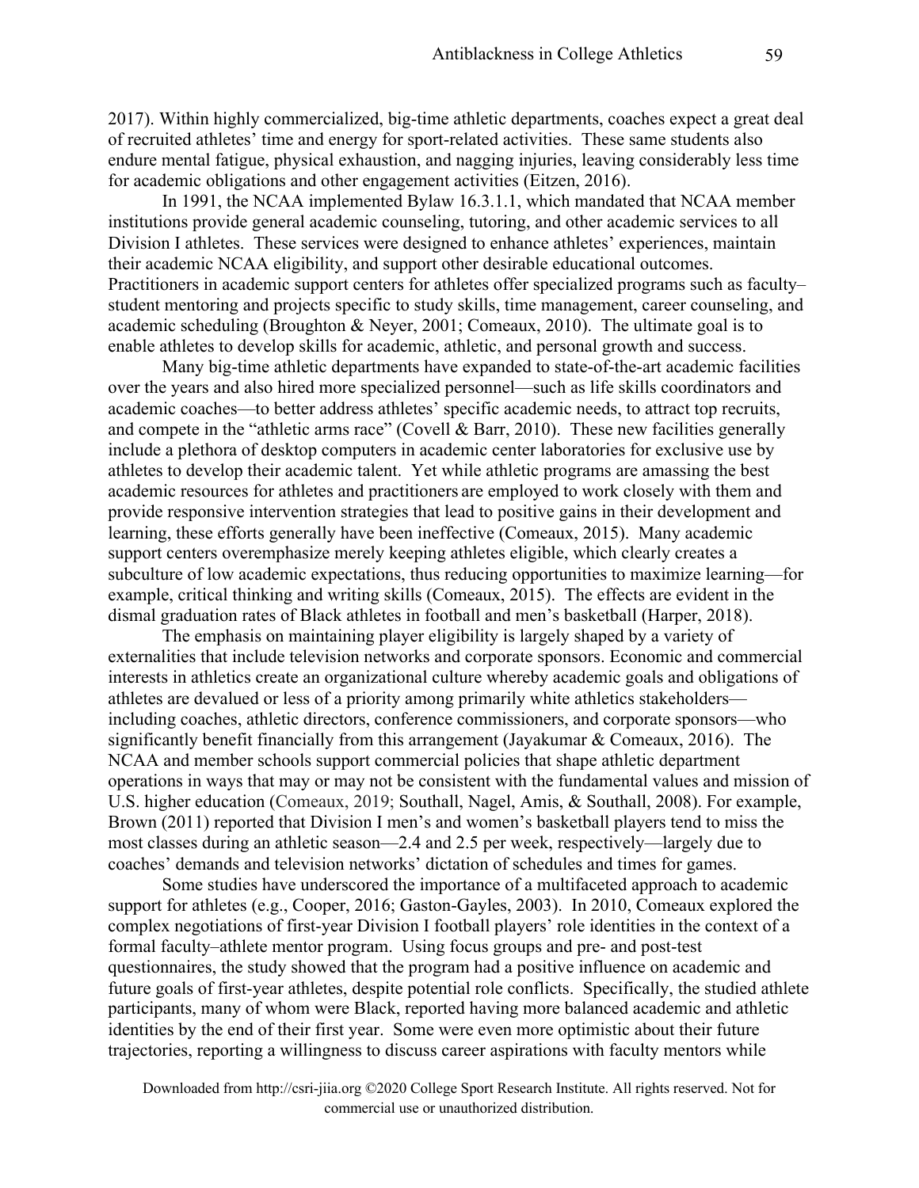2017). Within highly commercialized, big-time athletic departments, coaches expect a great deal of recruited athletes' time and energy for sport-related activities. These same students also endure mental fatigue, physical exhaustion, and nagging injuries, leaving considerably less time for academic obligations and other engagement activities (Eitzen, 2016).

In 1991, the NCAA implemented Bylaw 16.3.1.1, which mandated that NCAA member institutions provide general academic counseling, tutoring, and other academic services to all Division I athletes. These services were designed to enhance athletes' experiences, maintain their academic NCAA eligibility, and support other desirable educational outcomes. Practitioners in academic support centers for athletes offer specialized programs such as faculty–student mentoring and projects specific to study skills, time management, career counseling, and academic scheduling (Broughton & Neyer, 2001; Comeaux, 2010). The ultimate goal is to enable athletes to develop skills for academic, athletic, and personal growth and success.

Many big-time athletic departments have expanded to state-of-the-art academic facilities over the years and also hired more specialized personnel—such as life skills coordinators and academic coaches—to better address athletes' specific academic needs, to attract top recruits, and compete in the "athletic arms race" (Covell & Barr, 2010). These new facilities generally include a plethora of desktop computers in academic center laboratories for exclusive use by athletes to develop their academic talent. Yet while athletic programs are amassing the best academic resources for athletes and practitioners are employed to work closely with them and provide responsive intervention strategies that lead to positive gains in their development and learning, these efforts generally have been ineffective (Comeaux, 2015). Many academic support centers overemphasize merely keeping athletes eligible, which clearly creates a subculture of low academic expectations, thus reducing opportunities to maximize learning—for example, critical thinking and writing skills (Comeaux, 2015). The effects are evident in the dismal graduation rates of Black athletes in football and men's basketball (Harper, 2018).

The emphasis on maintaining player eligibility is largely shaped by a variety of externalities that include television networks and corporate sponsors. Economic and commercial interests in athletics create an organizational culture whereby academic goals and obligations of athletes are devalued or less of a priority among primarily white athletics stakeholders—including coaches, athletic directors, conference commissioners, and corporate sponsors—who significantly benefit financially from this arrangement (Jayakumar & Comeaux, 2016). The NCAA and member schools support commercial policies that shape athletic department operations in ways that may or may not be consistent with the fundamental values and mission of U.S. higher education (Comeaux, 2019; Southall, Nagel, Amis, & Southall, 2008). For example, Brown (2011) reported that Division I men's and women's basketball players tend to miss the most classes during an athletic season—2.4 and 2.5 per week, respectively—largely due to coaches' demands and television networks' dictation of schedules and times for games.

Some studies have underscored the importance of a multifaceted approach to academic support for athletes (e.g., Cooper, 2016; Gaston-Gayles, 2003). In 2010, Comeaux explored the complex negotiations of first-year Division I football players' role identities in the context of a formal faculty–athlete mentor program. Using focus groups and pre- and post-test questionnaires, the study showed that the program had a positive influence on academic and future goals of first-year athletes, despite potential role conflicts. Specifically, the studied athlete participants, many of whom were Black, reported having more balanced academic and athletic identities by the end of their first year. Some were even more optimistic about their future trajectories, reporting a willingness to discuss career aspirations with faculty mentors while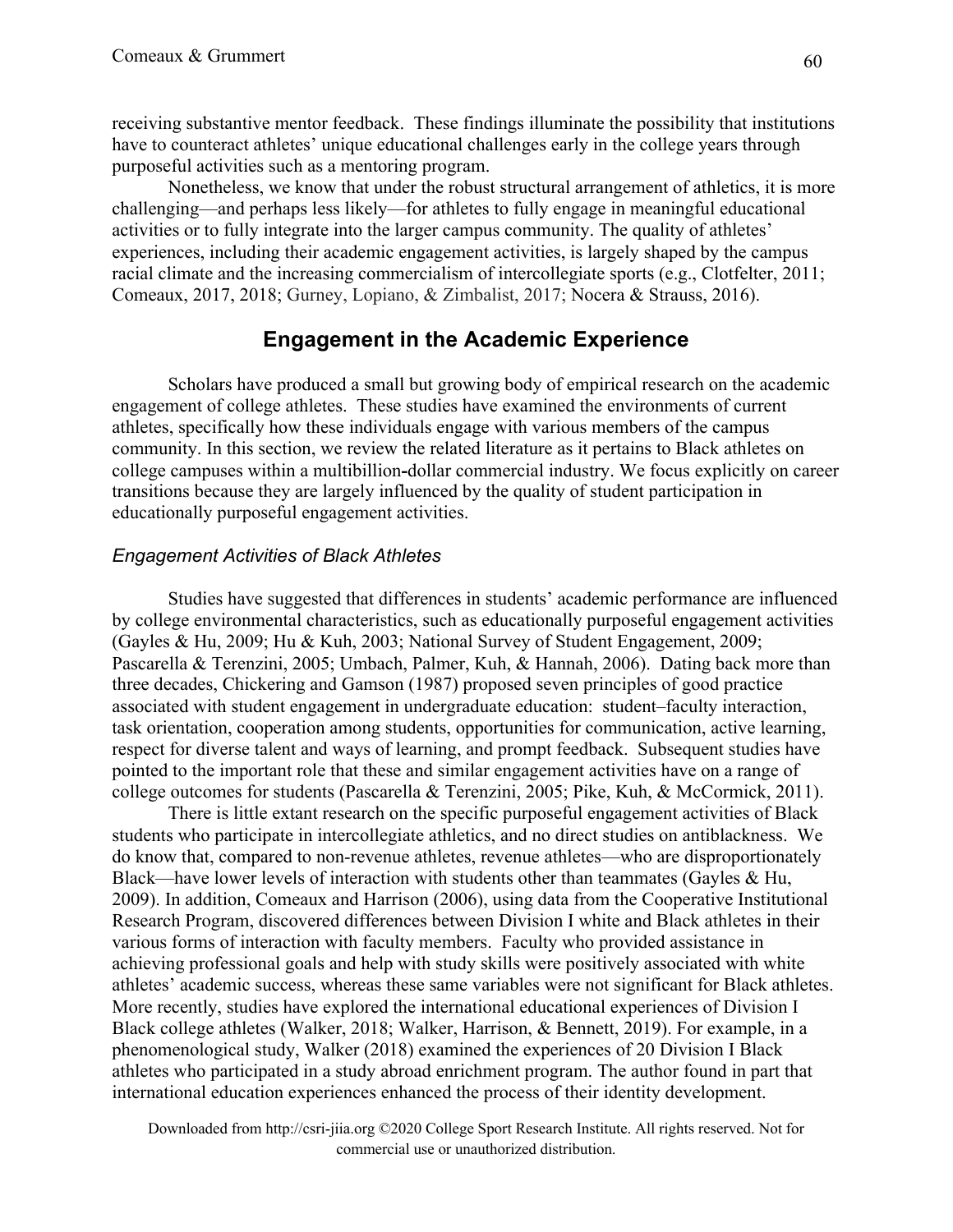receiving substantive mentor feedback. These findings illuminate the possibility that institutions have to counteract athletes' unique educational challenges early in the college years through purposeful activities such as a mentoring program.

Nonetheless, we know that under the robust structural arrangement of athletics, it is more challenging—and perhaps less likely—for athletes to fully engage in meaningful educational activities or to fully integrate into the larger campus community. The quality of athletes' experiences, including their academic engagement activities, is largely shaped by the campus racial climate and the increasing commercialism of intercollegiate sports (e.g., Clotfelter, 2011; Comeaux, 2017, 2018; Gurney, Lopiano, & Zimbalist, 2017; Nocera & Strauss, 2016).

## Engagement in the Academic Experience

Scholars have produced a small but growing body of empirical research on the academic engagement of college athletes. These studies have examined the environments of current athletes, specifically how these individuals engage with various members of the campus community. In this section, we review the related literature as it pertains to Black athletes on college campuses within a multibillion-dollar commercial industry. We focus explicitly on career transitions because they are largely influenced by the quality of student participation in educationally purposeful engagement activities.

### *Engagement Activities of Black Athletes*

Studies have suggested that differences in students' academic performance are influenced by college environmental characteristics, such as educationally purposeful engagement activities (Gayles & Hu, 2009; Hu & Kuh, 2003; National Survey of Student Engagement, 2009; Pascarella & Terenzini, 2005; Umbach, Palmer, Kuh, & Hannah, 2006). Dating back more than three decades, Chickering and Gamson (1987) proposed seven principles of good practice associated with student engagement in undergraduate education: student–faculty interaction, task orientation, cooperation among students, opportunities for communication, active learning, respect for diverse talent and ways of learning, and prompt feedback. Subsequent studies have pointed to the important role that these and similar engagement activities have on a range of college outcomes for students (Pascarella & Terenzini, 2005; Pike, Kuh, & McCormick, 2011).

There is little extant research on the specific purposeful engagement activities of Black students who participate in intercollegiate athletics, and no direct studies on antiblackness. We do know that, compared to non-revenue athletes, revenue athletes—who are disproportionately Black—have lower levels of interaction with students other than teammates (Gayles & Hu, 2009). In addition, Comeaux and Harrison (2006), using data from the Cooperative Institutional Research Program, discovered differences between Division I white and Black athletes in their various forms of interaction with faculty members. Faculty who provided assistance in achieving professional goals and help with study skills were positively associated with white athletes' academic success, whereas these same variables were not significant for Black athletes. More recently, studies have explored the international educational experiences of Division I Black college athletes (Walker, 2018; Walker, Harrison, & Bennett, 2019). For example, in a phenomenological study, Walker (2018) examined the experiences of 20 Division I Black athletes who participated in a study abroad enrichment program. The author found in part that international education experiences enhanced the process of their identity development.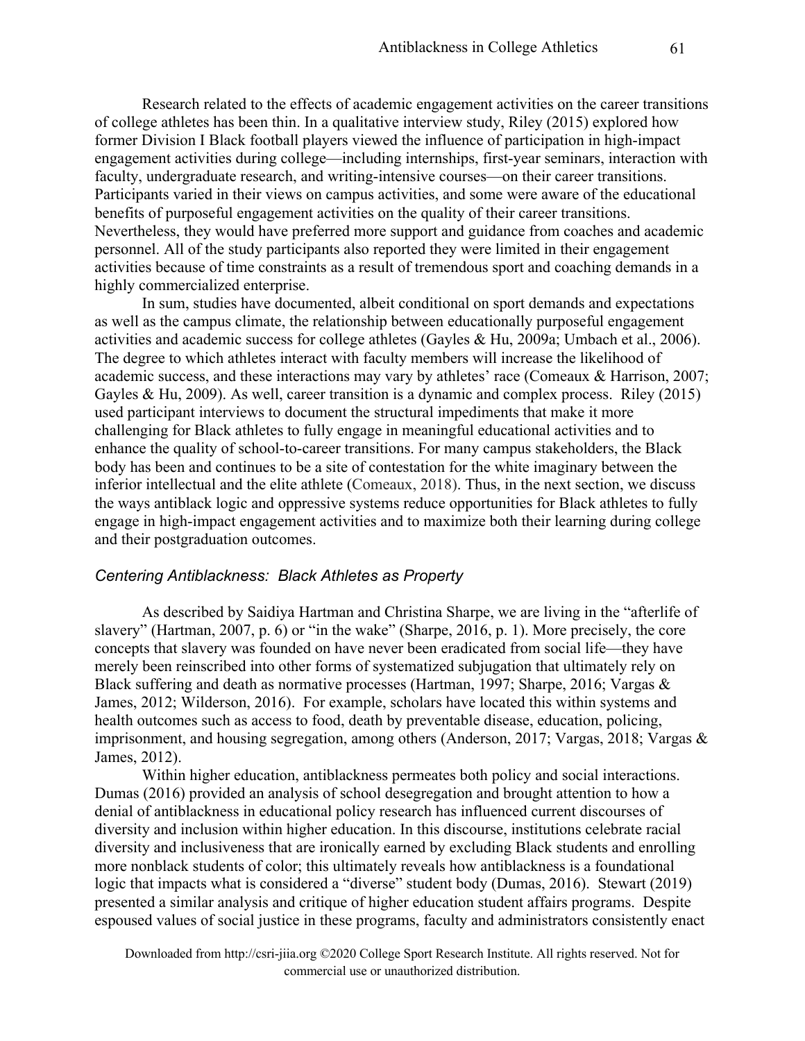Research related to the effects of academic engagement activities on the career transitions of college athletes has been thin. In a qualitative interview study, Riley (2015) explored how former Division I Black football players viewed the influence of participation in high-impact engagement activities during college—including internships, first-year seminars, interaction with faculty, undergraduate research, and writing-intensive courses—on their career transitions. Participants varied in their views on campus activities, and some were aware of the educational benefits of purposeful engagement activities on the quality of their career transitions. Nevertheless, they would have preferred more support and guidance from coaches and academic personnel. All of the study participants also reported they were limited in their engagement activities because of time constraints as a result of tremendous sport and coaching demands in a highly commercialized enterprise.

In sum, studies have documented, albeit conditional on sport demands and expectations as well as the campus climate, the relationship between educationally purposeful engagement activities and academic success for college athletes (Gayles & Hu, 2009a; Umbach et al., 2006). The degree to which athletes interact with faculty members will increase the likelihood of academic success, and these interactions may vary by athletes' race (Comeaux & Harrison, 2007; Gayles & Hu, 2009). As well, career transition is a dynamic and complex process. Riley (2015) used participant interviews to document the structural impediments that make it more challenging for Black athletes to fully engage in meaningful educational activities and to enhance the quality of school-to-career transitions. For many campus stakeholders, the Black body has been and continues to be a site of contestation for the white imaginary between the inferior intellectual and the elite athlete (Comeaux, 2018). Thus, in the next section, we discuss the ways antiblack logic and oppressive systems reduce opportunities for Black athletes to fully engage in high-impact engagement activities and to maximize both their learning during college and their postgraduation outcomes.

### *Centering Antiblackness: Black Athletes as Property*

As described by Saidiya Hartman and Christina Sharpe, we are living in the "afterlife of slavery" (Hartman, 2007, p. 6) or "in the wake" (Sharpe, 2016, p. 1). More precisely, the core concepts that slavery was founded on have never been eradicated from social life—they have merely been reinscribed into other forms of systematized subjugation that ultimately rely on Black suffering and death as normative processes (Hartman, 1997; Sharpe, 2016; Vargas & James, 2012; Wilderson, 2016). For example, scholars have located this within systems and health outcomes such as access to food, death by preventable disease, education, policing, imprisonment, and housing segregation, among others (Anderson, 2017; Vargas, 2018; Vargas & James, 2012).

Within higher education, antiblackness permeates both policy and social interactions. Dumas (2016) provided an analysis of school desegregation and brought attention to how a denial of antiblackness in educational policy research has influenced current discourses of diversity and inclusion within higher education. In this discourse, institutions celebrate racial diversity and inclusiveness that are ironically earned by excluding Black students and enrolling more nonblack students of color; this ultimately reveals how antiblackness is a foundational logic that impacts what is considered a "diverse" student body (Dumas, 2016). Stewart (2019) presented a similar analysis and critique of higher education student affairs programs. Despite espoused values of social justice in these programs, faculty and administrators consistently enact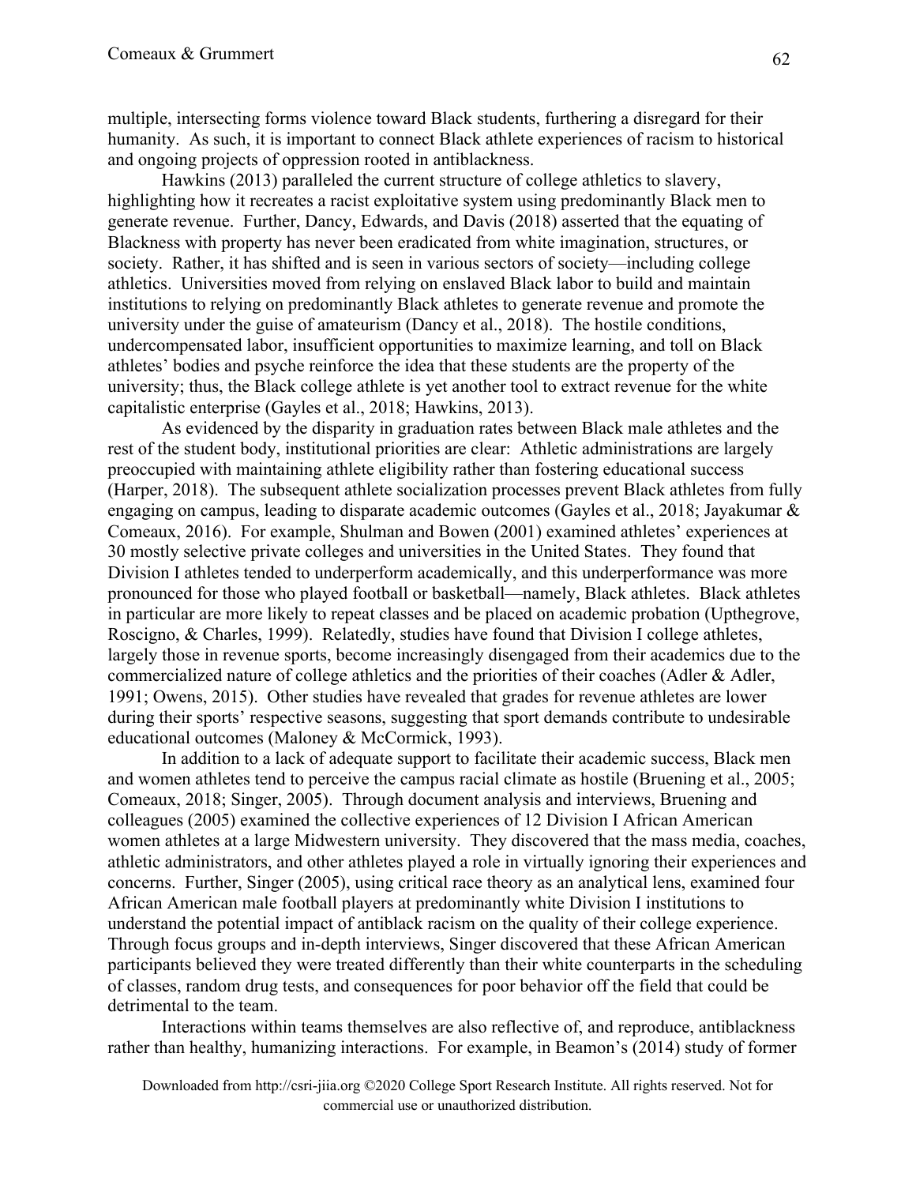multiple, intersecting forms violence toward Black students, furthering a disregard for their humanity. As such, it is important to connect Black athlete experiences of racism to historical and ongoing projects of oppression rooted in antiblackness.

Hawkins (2013) paralleled the current structure of college athletics to slavery, highlighting how it recreates a racist exploitative system using predominantly Black men to generate revenue. Further, Dancy, Edwards, and Davis (2018) asserted that the equating of Blackness with property has never been eradicated from white imagination, structures, or society. Rather, it has shifted and is seen in various sectors of society—including college athletics. Universities moved from relying on enslaved Black labor to build and maintain institutions to relying on predominantly Black athletes to generate revenue and promote the university under the guise of amateurism (Dancy et al., 2018). The hostile conditions, undercompensated labor, insufficient opportunities to maximize learning, and toll on Black athletes' bodies and psyche reinforce the idea that these students are the property of the university; thus, the Black college athlete is yet another tool to extract revenue for the white capitalistic enterprise (Gayles et al., 2018; Hawkins, 2013).

As evidenced by the disparity in graduation rates between Black male athletes and the rest of the student body, institutional priorities are clear: Athletic administrations are largely preoccupied with maintaining athlete eligibility rather than fostering educational success (Harper, 2018). The subsequent athlete socialization processes prevent Black athletes from fully engaging on campus, leading to disparate academic outcomes (Gayles et al., 2018; Jayakumar & Comeaux, 2016). For example, Shulman and Bowen (2001) examined athletes' experiences at 30 mostly selective private colleges and universities in the United States. They found that Division I athletes tended to underperform academically, and this underperformance was more pronounced for those who played football or basketball—namely, Black athletes. Black athletes in particular are more likely to repeat classes and be placed on academic probation (Upthegrove, Roscigno, & Charles, 1999). Relatedly, studies have found that Division I college athletes, largely those in revenue sports, become increasingly disengaged from their academics due to the commercialized nature of college athletics and the priorities of their coaches (Adler & Adler, 1991; Owens, 2015). Other studies have revealed that grades for revenue athletes are lower during their sports' respective seasons, suggesting that sport demands contribute to undesirable educational outcomes (Maloney & McCormick, 1993).

In addition to a lack of adequate support to facilitate their academic success, Black men and women athletes tend to perceive the campus racial climate as hostile (Bruening et al., 2005; Comeaux, 2018; Singer, 2005). Through document analysis and interviews, Bruening and colleagues (2005) examined the collective experiences of 12 Division I African American women athletes at a large Midwestern university. They discovered that the mass media, coaches, athletic administrators, and other athletes played a role in virtually ignoring their experiences and concerns. Further, Singer (2005), using critical race theory as an analytical lens, examined four African American male football players at predominantly white Division I institutions to understand the potential impact of antiblack racism on the quality of their college experience. Through focus groups and in-depth interviews, Singer discovered that these African American participants believed they were treated differently than their white counterparts in the scheduling of classes, random drug tests, and consequences for poor behavior off the field that could be detrimental to the team.

Interactions within teams themselves are also reflective of, and reproduce, antiblackness rather than healthy, humanizing interactions. For example, in Beamon's (2014) study of former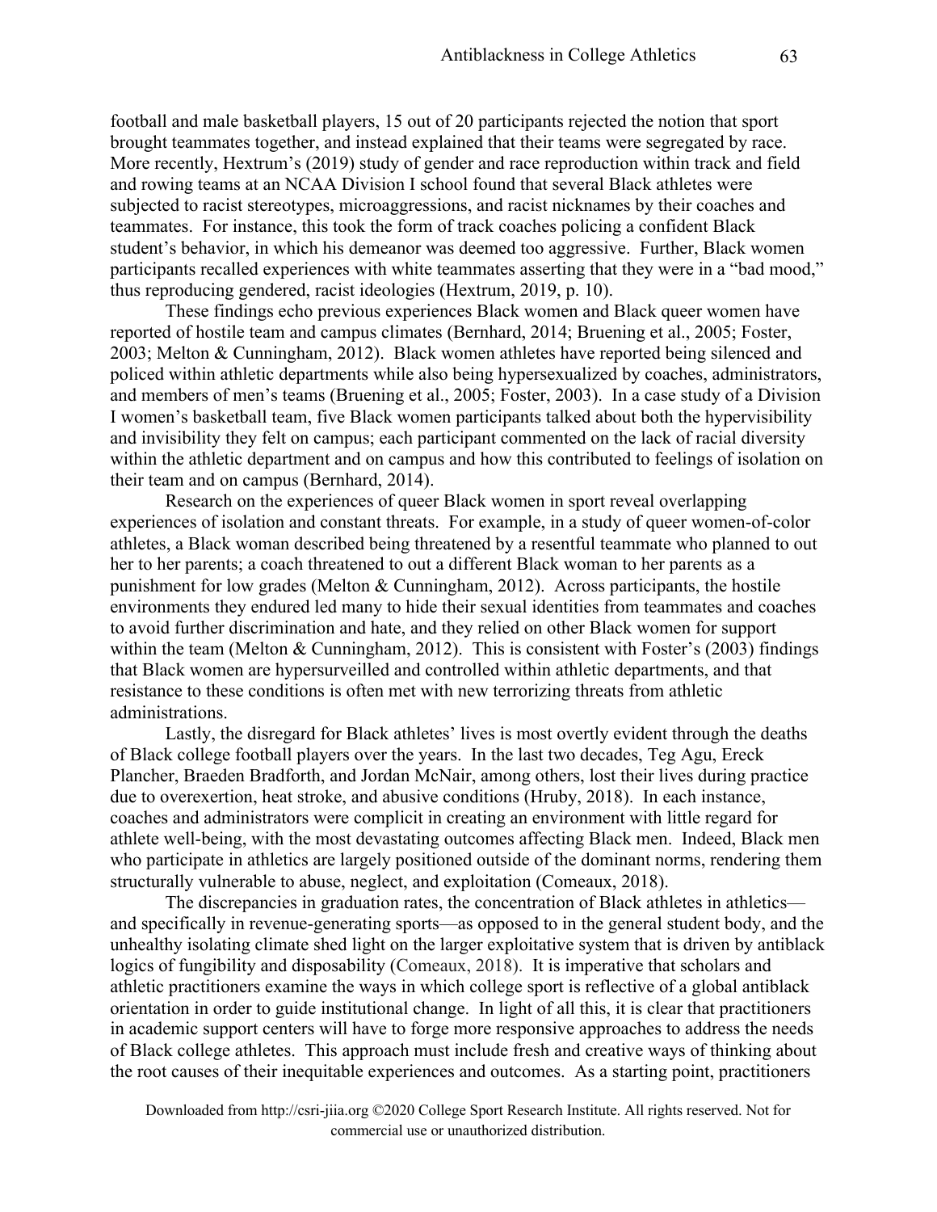football and male basketball players, 15 out of 20 participants rejected the notion that sport brought teammates together, and instead explained that their teams were segregated by race. More recently, Hextrum's (2019) study of gender and race reproduction within track and field and rowing teams at an NCAA Division I school found that several Black athletes were subjected to racist stereotypes, microaggressions, and racist nicknames by their coaches and teammates. For instance, this took the form of track coaches policing a confident Black student's behavior, in which his demeanor was deemed too aggressive. Further, Black women participants recalled experiences with white teammates asserting that they were in a "bad mood," thus reproducing gendered, racist ideologies (Hextrum, 2019, p. 10).

These findings echo previous experiences Black women and Black queer women have reported of hostile team and campus climates (Bernhard, 2014; Bruening et al., 2005; Foster, 2003; Melton & Cunningham, 2012). Black women athletes have reported being silenced and policed within athletic departments while also being hypersexualized by coaches, administrators, and members of men's teams (Bruening et al., 2005; Foster, 2003). In a case study of a Division I women's basketball team, five Black women participants talked about both the hypervisibility and invisibility they felt on campus; each participant commented on the lack of racial diversity within the athletic department and on campus and how this contributed to feelings of isolation on their team and on campus (Bernhard, 2014).

Research on the experiences of queer Black women in sport reveal overlapping experiences of isolation and constant threats. For example, in a study of queer women-of-color athletes, a Black woman described being threatened by a resentful teammate who planned to out her to her parents; a coach threatened to out a different Black woman to her parents as a punishment for low grades (Melton & Cunningham, 2012). Across participants, the hostile environments they endured led many to hide their sexual identities from teammates and coaches to avoid further discrimination and hate, and they relied on other Black women for support within the team (Melton & Cunningham, 2012). This is consistent with Foster's (2003) findings that Black women are hypersurveilled and controlled within athletic departments, and that resistance to these conditions is often met with new terrorizing threats from athletic administrations.

Lastly, the disregard for Black athletes' lives is most overtly evident through the deaths of Black college football players over the years. In the last two decades, Teg Agu, Ereck Plancher, Braeden Bradforth, and Jordan McNair, among others, lost their lives during practice due to overexertion, heat stroke, and abusive conditions (Hruby, 2018). In each instance, coaches and administrators were complicit in creating an environment with little regard for athlete well-being, with the most devastating outcomes affecting Black men. Indeed, Black men who participate in athletics are largely positioned outside of the dominant norms, rendering them structurally vulnerable to abuse, neglect, and exploitation (Comeaux, 2018).

The discrepancies in graduation rates, the concentration of Black athletes in athletics—and specifically in revenue-generating sports—as opposed to in the general student body, and the unhealthy isolating climate shed light on the larger exploitative system that is driven by antiblack logics of fungibility and disposability (Comeaux, 2018). It is imperative that scholars and athletic practitioners examine the ways in which college sport is reflective of a global antiblack orientation in order to guide institutional change. In light of all this, it is clear that practitioners in academic support centers will have to forge more responsive approaches to address the needs of Black college athletes. This approach must include fresh and creative ways of thinking about the root causes of their inequitable experiences and outcomes. As a starting point, practitioners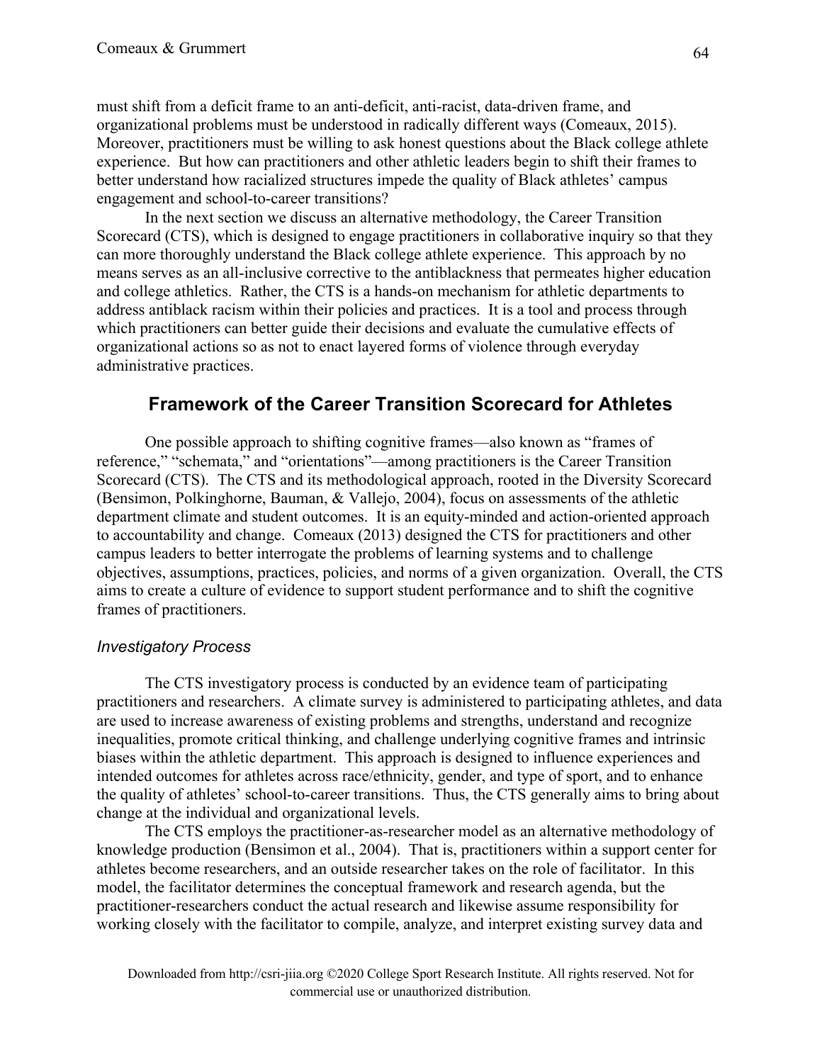must shift from a deficit frame to an anti-deficit, anti-racist, data-driven frame, and organizational problems must be understood in radically different ways (Comeaux, 2015). Moreover, practitioners must be willing to ask honest questions about the Black college athlete experience. But how can practitioners and other athletic leaders begin to shift their frames to better understand how racialized structures impede the quality of Black athletes' campus engagement and school-to-career transitions?

In the next section we discuss an alternative methodology, the Career Transition Scorecard (CTS), which is designed to engage practitioners in collaborative inquiry so that they can more thoroughly understand the Black college athlete experience. This approach by no means serves as an all-inclusive corrective to the antiblackness that permeates higher education and college athletics. Rather, the CTS is a hands-on mechanism for athletic departments to address antiblack racism within their policies and practices. It is a tool and process through which practitioners can better guide their decisions and evaluate the cumulative effects of organizational actions so as not to enact layered forms of violence through everyday administrative practices.

## Framework of the Career Transition Scorecard for Athletes

One possible approach to shifting cognitive frames—also known as "frames of reference," "schemata," and "orientations"—among practitioners is the Career Transition Scorecard (CTS). The CTS and its methodological approach, rooted in the Diversity Scorecard (Bensimon, Polkinghorne, Bauman, & Vallejo, 2004), focus on assessments of the athletic department climate and student outcomes. It is an equity-minded and action-oriented approach to accountability and change. Comeaux (2013) designed the CTS for practitioners and other campus leaders to better interrogate the problems of learning systems and to challenge objectives, assumptions, practices, policies, and norms of a given organization. Overall, the CTS aims to create a culture of evidence to support student performance and to shift the cognitive frames of practitioners.

### *Investigatory Process*

The CTS investigatory process is conducted by an evidence team of participating practitioners and researchers. A climate survey is administered to participating athletes, and data are used to increase awareness of existing problems and strengths, understand and recognize inequalities, promote critical thinking, and challenge underlying cognitive frames and intrinsic biases within the athletic department. This approach is designed to influence experiences and intended outcomes for athletes across race/ethnicity, gender, and type of sport, and to enhance the quality of athletes' school-to-career transitions. Thus, the CTS generally aims to bring about change at the individual and organizational levels.

The CTS employs the practitioner-as-researcher model as an alternative methodology of knowledge production (Bensimon et al., 2004). That is, practitioners within a support center for athletes become researchers, and an outside researcher takes on the role of facilitator. In this model, the facilitator determines the conceptual framework and research agenda, but the practitioner-researchers conduct the actual research and likewise assume responsibility for working closely with the facilitator to compile, analyze, and interpret existing survey data and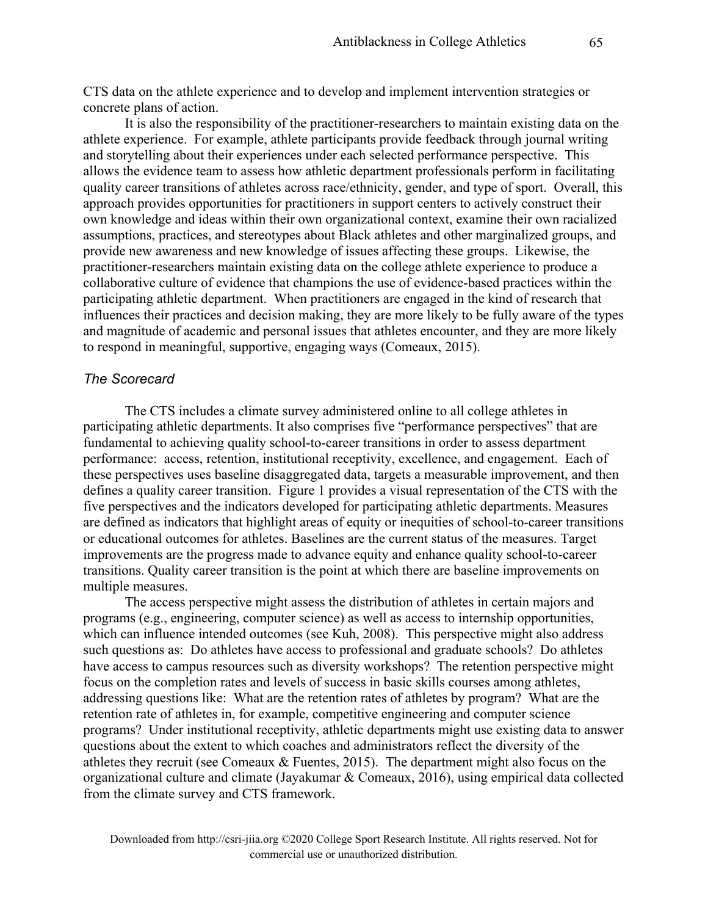CTS data on the athlete experience and to develop and implement intervention strategies or concrete plans of action.

It is also the responsibility of the practitioner-researchers to maintain existing data on the athlete experience. For example, athlete participants provide feedback through journal writing and storytelling about their experiences under each selected performance perspective. This allows the evidence team to assess how athletic department professionals perform in facilitating quality career transitions of athletes across race/ethnicity, gender, and type of sport. Overall, this approach provides opportunities for practitioners in support centers to actively construct their own knowledge and ideas within their own organizational context, examine their own racialized assumptions, practices, and stereotypes about Black athletes and other marginalized groups, and provide new awareness and new knowledge of issues affecting these groups. Likewise, the practitioner-researchers maintain existing data on the college athlete experience to produce a collaborative culture of evidence that champions the use of evidence-based practices within the participating athletic department. When practitioners are engaged in the kind of research that influences their practices and decision making, they are more likely to be fully aware of the types and magnitude of academic and personal issues that athletes encounter, and they are more likely to respond in meaningful, supportive, engaging ways (Comeaux, 2015).

### *The Scorecard*

The CTS includes a climate survey administered online to all college athletes in participating athletic departments. It also comprises five "performance perspectives" that are fundamental to achieving quality school-to-career transitions in order to assess department performance: access, retention, institutional receptivity, excellence, and engagement. Each of these perspectives uses baseline disaggregated data, targets a measurable improvement, and then defines a quality career transition. Figure 1 provides a visual representation of the CTS with the five perspectives and the indicators developed for participating athletic departments. Measures are defined as indicators that highlight areas of equity or inequities of school-to-career transitions or educational outcomes for athletes. Baselines are the current status of the measures. Target improvements are the progress made to advance equity and enhance quality school-to-career transitions. Quality career transition is the point at which there are baseline improvements on multiple measures.

The access perspective might assess the distribution of athletes in certain majors and programs (e.g., engineering, computer science) as well as access to internship opportunities, which can influence intended outcomes (see Kuh, 2008). This perspective might also address such questions as: Do athletes have access to professional and graduate schools? Do athletes have access to campus resources such as diversity workshops? The retention perspective might focus on the completion rates and levels of success in basic skills courses among athletes, addressing questions like: What are the retention rates of athletes by program? What are the retention rate of athletes in, for example, competitive engineering and computer science programs? Under institutional receptivity, athletic departments might use existing data to answer questions about the extent to which coaches and administrators reflect the diversity of the athletes they recruit (see Comeaux & Fuentes, 2015). The department might also focus on the organizational culture and climate (Jayakumar & Comeaux, 2016), using empirical data collected from the climate survey and CTS framework.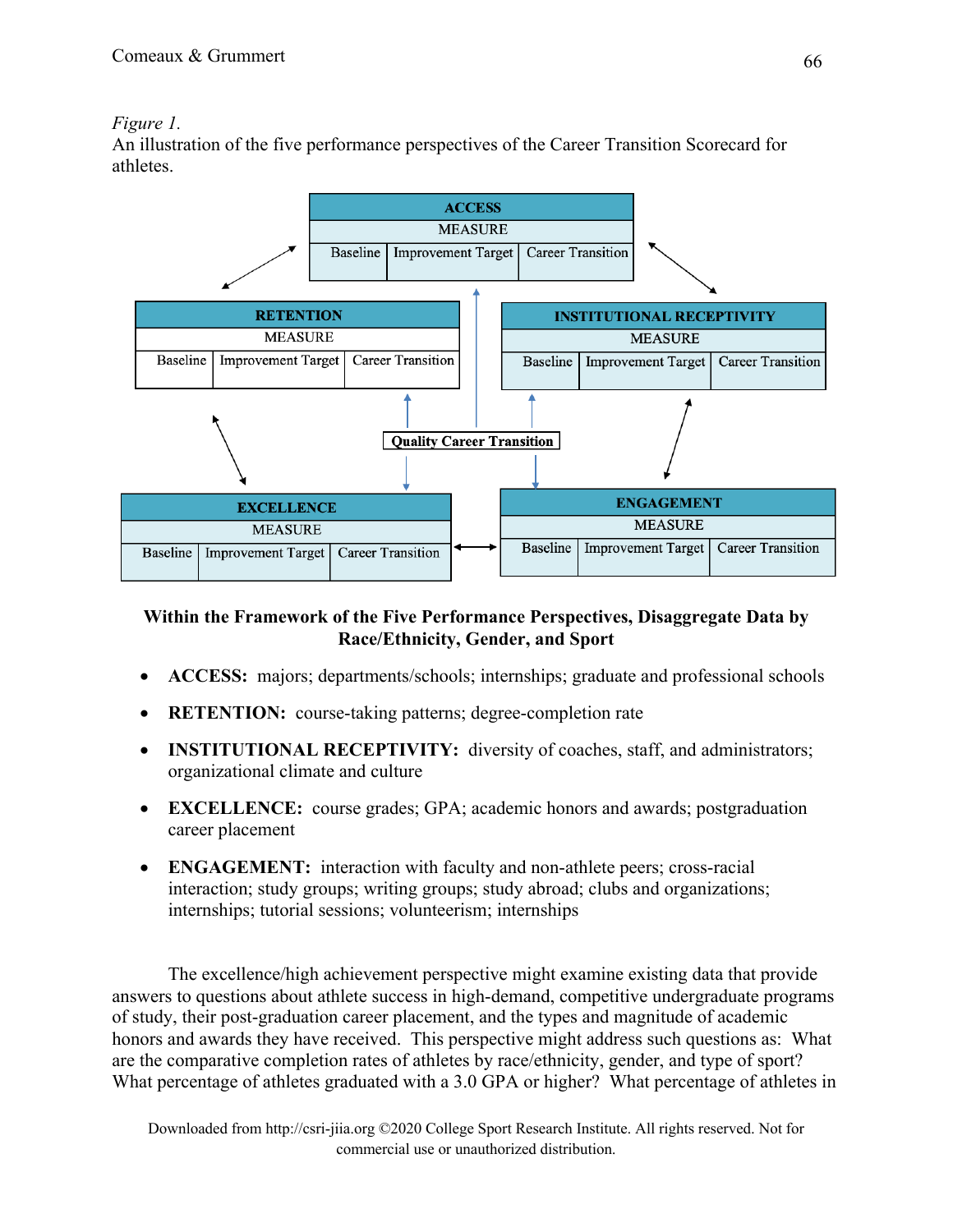*Figure 1.*
An illustration of the five performance perspectives of the Career Transition Scorecard for athletes.

| ACCESS | | |
|---|---|---|
| MEASURE | | |
| Baseline | Improvement Target | Career Transition |

| RETENTION | | |
|---|---|---|
| MEASURE | | |
| Baseline | Improvement Target | Career Transition |

| INSTITUTIONAL RECEPTIVITY | | |
|---|---|---|
| MEASURE | | |
| Baseline | Improvement Target | Career Transition |

**Quality Career Transition**

| EXCELLENCE | | |
|---|---|---|
| MEASURE | | |
| Baseline | Improvement Target | Career Transition |

| ENGAGEMENT | | |
|---|---|---|
| MEASURE | | |
| Baseline | Improvement Target | Career Transition |

**Within the Framework of the Five Performance Perspectives, Disaggregate Data by Race/Ethnicity, Gender, and Sport**

- **ACCESS:** majors; departments/schools; internships; graduate and professional schools
- **RETENTION:** course-taking patterns; degree-completion rate
- **INSTITUTIONAL RECEPTIVITY:** diversity of coaches, staff, and administrators; organizational climate and culture
- **EXCELLENCE:** course grades; GPA; academic honors and awards; postgraduation career placement
- **ENGAGEMENT:** interaction with faculty and non-athlete peers; cross-racial interaction; study groups; writing groups; study abroad; clubs and organizations; internships; tutorial sessions; volunteerism; internships

The excellence/high achievement perspective might examine existing data that provide answers to questions about athlete success in high-demand, competitive undergraduate programs of study, their post-graduation career placement, and the types and magnitude of academic honors and awards they have received. This perspective might address such questions as: What are the comparative completion rates of athletes by race/ethnicity, gender, and type of sport? What percentage of athletes graduated with a 3.0 GPA or higher? What percentage of athletes in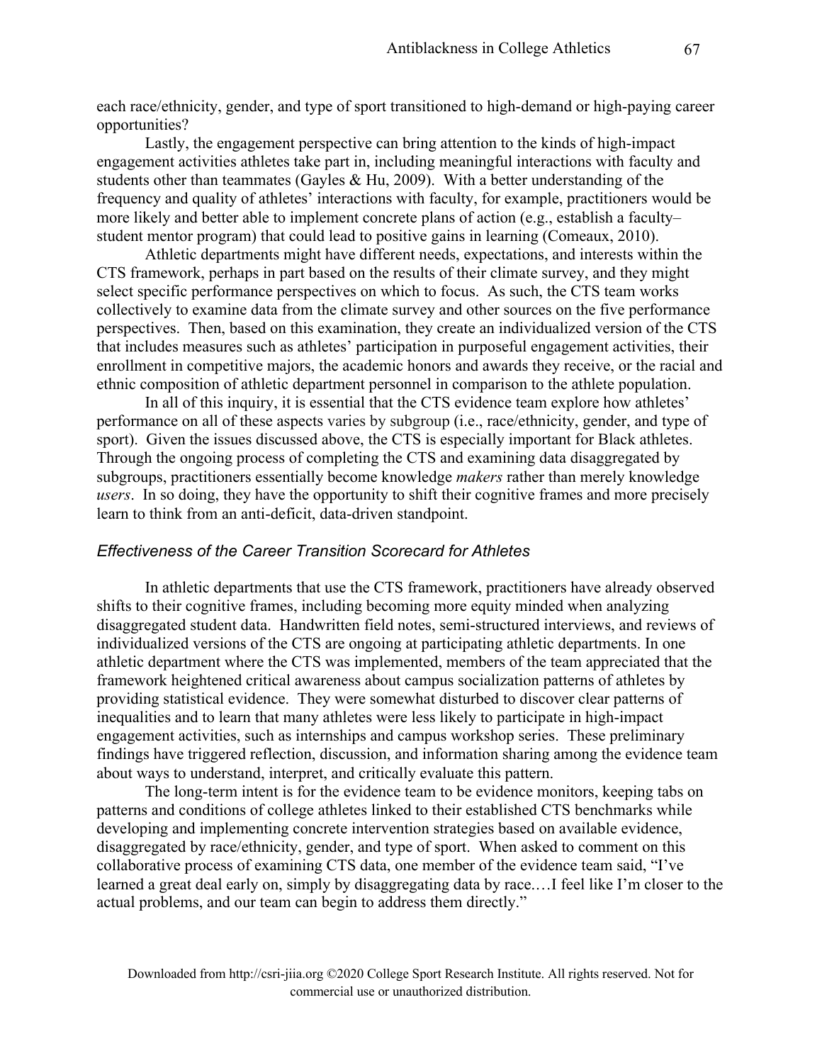each race/ethnicity, gender, and type of sport transitioned to high-demand or high-paying career opportunities?

Lastly, the engagement perspective can bring attention to the kinds of high-impact engagement activities athletes take part in, including meaningful interactions with faculty and students other than teammates (Gayles & Hu, 2009). With a better understanding of the frequency and quality of athletes' interactions with faculty, for example, practitioners would be more likely and better able to implement concrete plans of action (e.g., establish a faculty–student mentor program) that could lead to positive gains in learning (Comeaux, 2010).

Athletic departments might have different needs, expectations, and interests within the CTS framework, perhaps in part based on the results of their climate survey, and they might select specific performance perspectives on which to focus. As such, the CTS team works collectively to examine data from the climate survey and other sources on the five performance perspectives. Then, based on this examination, they create an individualized version of the CTS that includes measures such as athletes' participation in purposeful engagement activities, their enrollment in competitive majors, the academic honors and awards they receive, or the racial and ethnic composition of athletic department personnel in comparison to the athlete population.

In all of this inquiry, it is essential that the CTS evidence team explore how athletes' performance on all of these aspects varies by subgroup (i.e., race/ethnicity, gender, and type of sport). Given the issues discussed above, the CTS is especially important for Black athletes. Through the ongoing process of completing the CTS and examining data disaggregated by subgroups, practitioners essentially become knowledge *makers* rather than merely knowledge *users*. In so doing, they have the opportunity to shift their cognitive frames and more precisely learn to think from an anti-deficit, data-driven standpoint.

### *Effectiveness of the Career Transition Scorecard for Athletes*

In athletic departments that use the CTS framework, practitioners have already observed shifts to their cognitive frames, including becoming more equity minded when analyzing disaggregated student data. Handwritten field notes, semi-structured interviews, and reviews of individualized versions of the CTS are ongoing at participating athletic departments. In one athletic department where the CTS was implemented, members of the team appreciated that the framework heightened critical awareness about campus socialization patterns of athletes by providing statistical evidence. They were somewhat disturbed to discover clear patterns of inequalities and to learn that many athletes were less likely to participate in high-impact engagement activities, such as internships and campus workshop series. These preliminary findings have triggered reflection, discussion, and information sharing among the evidence team about ways to understand, interpret, and critically evaluate this pattern.

The long-term intent is for the evidence team to be evidence monitors, keeping tabs on patterns and conditions of college athletes linked to their established CTS benchmarks while developing and implementing concrete intervention strategies based on available evidence, disaggregated by race/ethnicity, gender, and type of sport. When asked to comment on this collaborative process of examining CTS data, one member of the evidence team said, "I've learned a great deal early on, simply by disaggregating data by race.…I feel like I'm closer to the actual problems, and our team can begin to address them directly."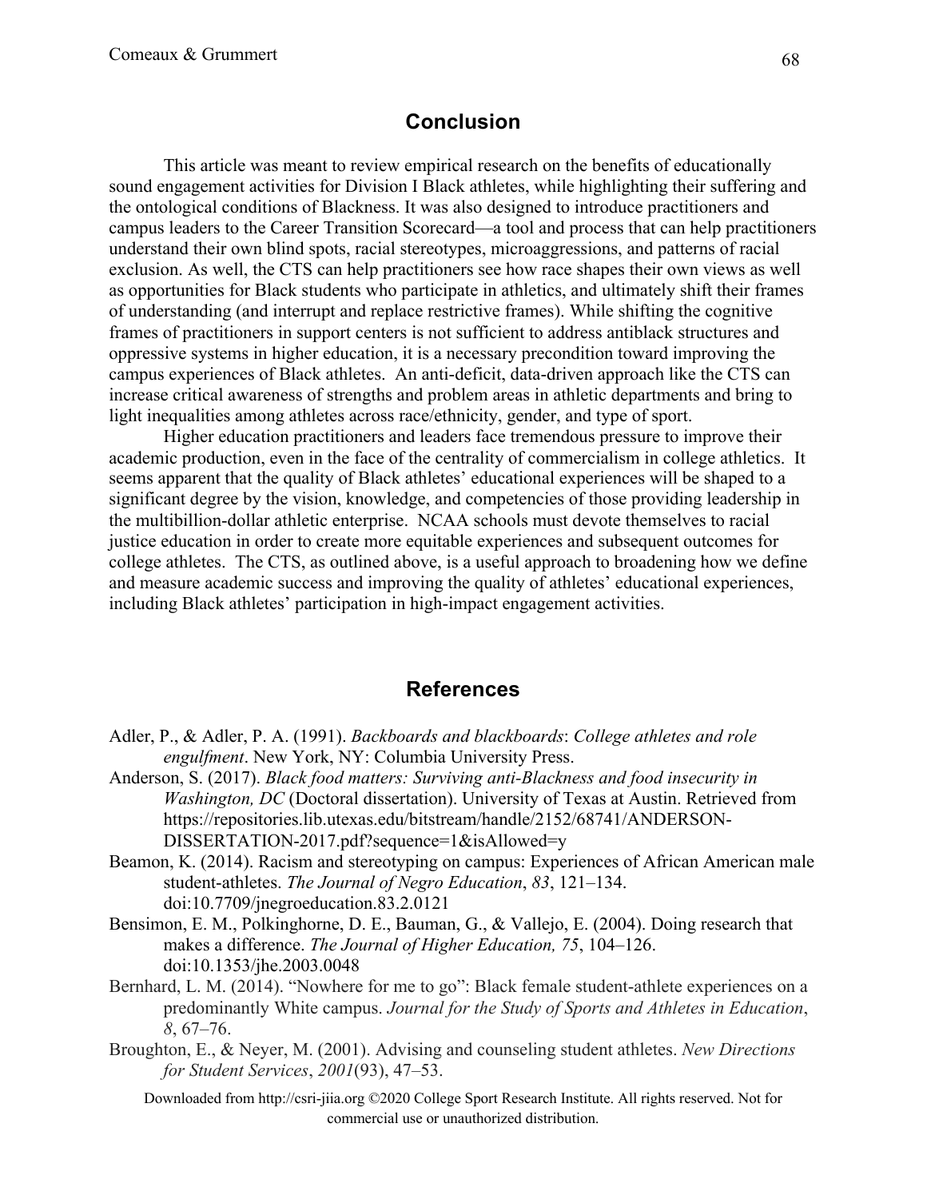## Conclusion

This article was meant to review empirical research on the benefits of educationally sound engagement activities for Division I Black athletes, while highlighting their suffering and the ontological conditions of Blackness. It was also designed to introduce practitioners and campus leaders to the Career Transition Scorecard—a tool and process that can help practitioners understand their own blind spots, racial stereotypes, microaggressions, and patterns of racial exclusion. As well, the CTS can help practitioners see how race shapes their own views as well as opportunities for Black students who participate in athletics, and ultimately shift their frames of understanding (and interrupt and replace restrictive frames). While shifting the cognitive frames of practitioners in support centers is not sufficient to address antiblack structures and oppressive systems in higher education, it is a necessary precondition toward improving the campus experiences of Black athletes. An anti-deficit, data-driven approach like the CTS can increase critical awareness of strengths and problem areas in athletic departments and bring to light inequalities among athletes across race/ethnicity, gender, and type of sport.

Higher education practitioners and leaders face tremendous pressure to improve their academic production, even in the face of the centrality of commercialism in college athletics. It seems apparent that the quality of Black athletes' educational experiences will be shaped to a significant degree by the vision, knowledge, and competencies of those providing leadership in the multibillion-dollar athletic enterprise. NCAA schools must devote themselves to racial justice education in order to create more equitable experiences and subsequent outcomes for college athletes. The CTS, as outlined above, is a useful approach to broadening how we define and measure academic success and improving the quality of athletes' educational experiences, including Black athletes' participation in high-impact engagement activities.

## References

Adler, P., & Adler, P. A. (1991). *Backboards and blackboards*: *College athletes and role engulfment*. New York, NY: Columbia University Press.

Anderson, S. (2017). *Black food matters: Surviving anti-Blackness and food insecurity in Washington, DC* (Doctoral dissertation). University of Texas at Austin. Retrieved from https://repositories.lib.utexas.edu/bitstream/handle/2152/68741/ANDERSON-DISSERTATION-2017.pdf?sequence=1&isAllowed=y

Beamon, K. (2014). Racism and stereotyping on campus: Experiences of African American male student-athletes. *The Journal of Negro Education*, *83*, 121–134. doi:10.7709/jnegroeducation.83.2.0121

Bensimon, E. M., Polkinghorne, D. E., Bauman, G., & Vallejo, E. (2004). Doing research that makes a difference. *The Journal of Higher Education, 75*, 104–126. doi:10.1353/jhe.2003.0048

Bernhard, L. M. (2014). "Nowhere for me to go": Black female student-athlete experiences on a predominantly White campus. *Journal for the Study of Sports and Athletes in Education*, *8*, 67–76.

Broughton, E., & Neyer, M. (2001). Advising and counseling student athletes. *New Directions for Student Services*, *2001*(93), 47–53.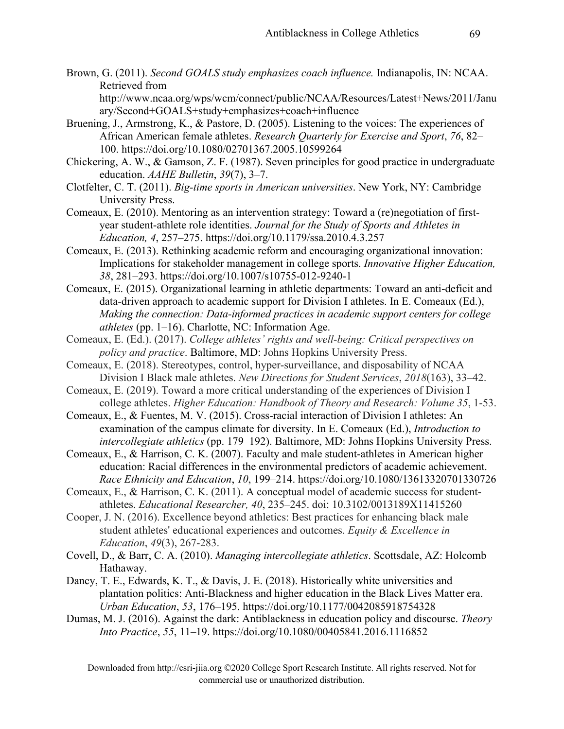Brown, G. (2011). *Second GOALS study emphasizes coach influence.* Indianapolis, IN: NCAA. Retrieved from http://www.ncaa.org/wps/wcm/connect/public/NCAA/Resources/Latest+News/2011/January/Second+GOALS+study+emphasizes+coach+influence

Bruening, J., Armstrong, K., & Pastore, D. (2005). Listening to the voices: The experiences of African American female athletes. *Research Quarterly for Exercise and Sport*, *76*, 82–100. https://doi.org/10.1080/02701367.2005.10599264

Chickering, A. W., & Gamson, Z. F. (1987). Seven principles for good practice in undergraduate education. *AAHE Bulletin*, *39*(7), 3–7.

Clotfelter, C. T. (2011). *Big-time sports in American universities*. New York, NY: Cambridge University Press.

Comeaux, E. (2010). Mentoring as an intervention strategy: Toward a (re)negotiation of first-year student-athlete role identities. *Journal for the Study of Sports and Athletes in Education, 4*, 257–275. https://doi.org/10.1179/ssa.2010.4.3.257

Comeaux, E. (2013). Rethinking academic reform and encouraging organizational innovation: Implications for stakeholder management in college sports. *Innovative Higher Education, 38*, 281–293. https://doi.org/10.1007/s10755-012-9240-1

Comeaux, E. (2015). Organizational learning in athletic departments: Toward an anti-deficit and data-driven approach to academic support for Division I athletes. In E. Comeaux (Ed.), *Making the connection: Data-informed practices in academic support centers for college athletes* (pp. 1–16). Charlotte, NC: Information Age.

Comeaux, E. (Ed.). (2017). *College athletes' rights and well-being: Critical perspectives on policy and practice*. Baltimore, MD: Johns Hopkins University Press.

Comeaux, E. (2018). Stereotypes, control, hyper-surveillance, and disposability of NCAA Division I Black male athletes. *New Directions for Student Services*, *2018*(163), 33–42.

Comeaux, E. (2019). Toward a more critical understanding of the experiences of Division I college athletes. *Higher Education: Handbook of Theory and Research: Volume 35*, 1-53.

Comeaux, E., & Fuentes, M. V. (2015). Cross-racial interaction of Division I athletes: An examination of the campus climate for diversity. In E. Comeaux (Ed.), *Introduction to intercollegiate athletics* (pp. 179–192). Baltimore, MD: Johns Hopkins University Press.

Comeaux, E., & Harrison, C. K. (2007). Faculty and male student-athletes in American higher education: Racial differences in the environmental predictors of academic achievement. *Race Ethnicity and Education*, *10*, 199–214. https://doi.org/10.1080/13613320701330726

Comeaux, E., & Harrison, C. K. (2011). A conceptual model of academic success for student-athletes. *Educational Researcher, 40*, 235–245. doi: 10.3102/0013189X11415260

Cooper, J. N. (2016). Excellence beyond athletics: Best practices for enhancing black male student athletes' educational experiences and outcomes. *Equity & Excellence in Education*, *49*(3), 267-283.

Covell, D., & Barr, C. A. (2010). *Managing intercollegiate athletics*. Scottsdale, AZ: Holcomb Hathaway.

Dancy, T. E., Edwards, K. T., & Davis, J. E. (2018). Historically white universities and plantation politics: Anti-Blackness and higher education in the Black Lives Matter era. *Urban Education*, *53*, 176–195. https://doi.org/10.1177/0042085918754328

Dumas, M. J. (2016). Against the dark: Antiblackness in education policy and discourse. *Theory Into Practice*, *55*, 11–19. https://doi.org/10.1080/00405841.2016.1116852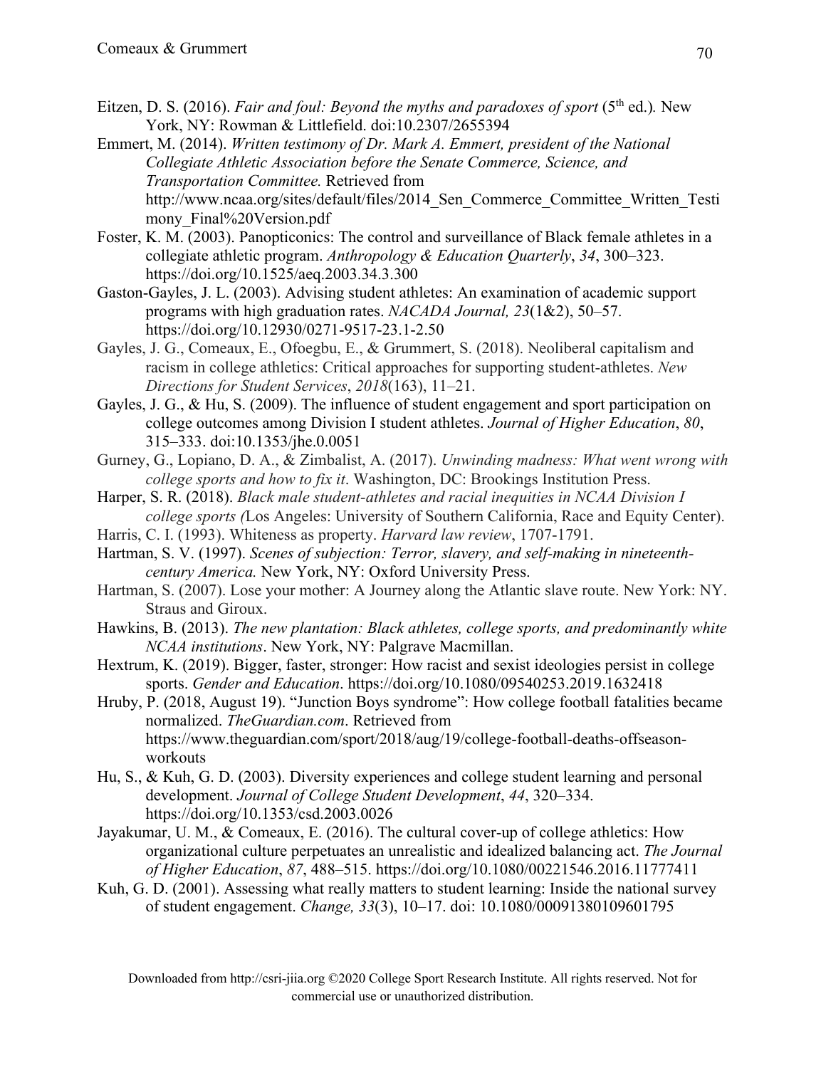Eitzen, D. S. (2016). *Fair and foul: Beyond the myths and paradoxes of sport* (5th ed.)*.* New York, NY: Rowman & Littlefield. doi:10.2307/2655394

Emmert, M. (2014). *Written testimony of Dr. Mark A. Emmert, president of the National Collegiate Athletic Association before the Senate Commerce, Science, and Transportation Committee.* Retrieved from http://www.ncaa.org/sites/default/files/2014_Sen_Commerce_Committee_Written_Testimony_Final%20Version.pdf

Foster, K. M. (2003). Panopticonics: The control and surveillance of Black female athletes in a collegiate athletic program. *Anthropology & Education Quarterly*, *34*, 300–323. https://doi.org/10.1525/aeq.2003.34.3.300

Gaston-Gayles, J. L. (2003). Advising student athletes: An examination of academic support programs with high graduation rates. *NACADA Journal, 23*(1&2), 50–57. https://doi.org/10.12930/0271-9517-23.1-2.50

Gayles, J. G., Comeaux, E., Ofoegbu, E., & Grummert, S. (2018). Neoliberal capitalism and racism in college athletics: Critical approaches for supporting student-athletes. *New Directions for Student Services*, *2018*(163), 11–21.

Gayles, J. G., & Hu, S. (2009). The influence of student engagement and sport participation on college outcomes among Division I student athletes. *Journal of Higher Education*, *80*, 315–333. doi:10.1353/jhe.0.0051

Gurney, G., Lopiano, D. A., & Zimbalist, A. (2017). *Unwinding madness: What went wrong with college sports and how to fix it*. Washington, DC: Brookings Institution Press.

Harper, S. R. (2018). *Black male student-athletes and racial inequities in NCAA Division I college sports (*Los Angeles: University of Southern California, Race and Equity Center).

Harris, C. I. (1993). Whiteness as property. *Harvard law review*, 1707-1791.

Hartman, S. V. (1997). *Scenes of subjection: Terror, slavery, and self-making in nineteenth-century America.* New York, NY: Oxford University Press.

Hartman, S. (2007). Lose your mother: A Journey along the Atlantic slave route. New York: NY. Straus and Giroux.

Hawkins, B. (2013). *The new plantation: Black athletes, college sports, and predominantly white NCAA institutions*. New York, NY: Palgrave Macmillan.

Hextrum, K. (2019). Bigger, faster, stronger: How racist and sexist ideologies persist in college sports. *Gender and Education*. https://doi.org/10.1080/09540253.2019.1632418

Hruby, P. (2018, August 19). "Junction Boys syndrome": How college football fatalities became normalized. *TheGuardian.com*. Retrieved from https://www.theguardian.com/sport/2018/aug/19/college-football-deaths-offseason-workouts

Hu, S., & Kuh, G. D. (2003). Diversity experiences and college student learning and personal development. *Journal of College Student Development*, *44*, 320–334. https://doi.org/10.1353/csd.2003.0026

Jayakumar, U. M., & Comeaux, E. (2016). The cultural cover-up of college athletics: How organizational culture perpetuates an unrealistic and idealized balancing act. *The Journal of Higher Education*, *87*, 488–515. https://doi.org/10.1080/00221546.2016.11777411

Kuh, G. D. (2001). Assessing what really matters to student learning: Inside the national survey of student engagement. *Change, 33*(3), 10–17. doi: 10.1080/00091380109601795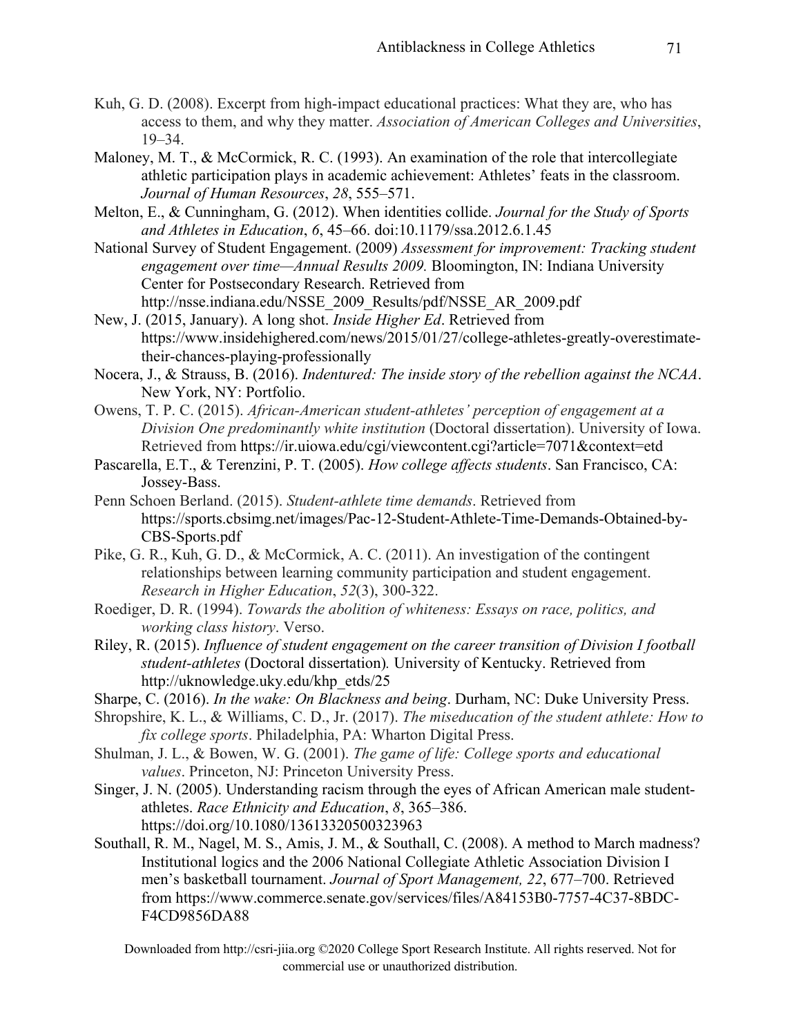Kuh, G. D. (2008). Excerpt from high-impact educational practices: What they are, who has access to them, and why they matter. *Association of American Colleges and Universities*, 19–34.

Maloney, M. T., & McCormick, R. C. (1993). An examination of the role that intercollegiate athletic participation plays in academic achievement: Athletes' feats in the classroom. *Journal of Human Resources*, *28*, 555–571.

Melton, E., & Cunningham, G. (2012). When identities collide. *Journal for the Study of Sports and Athletes in Education*, *6*, 45–66. doi:10.1179/ssa.2012.6.1.45

National Survey of Student Engagement. (2009) *Assessment for improvement: Tracking student engagement over time—Annual Results 2009.* Bloomington, IN: Indiana University Center for Postsecondary Research. Retrieved from http://nsse.indiana.edu/NSSE_2009_Results/pdf/NSSE_AR_2009.pdf

New, J. (2015, January). A long shot. *Inside Higher Ed*. Retrieved from https://www.insidehighered.com/news/2015/01/27/college-athletes-greatly-overestimate-their-chances-playing-professionally

Nocera, J., & Strauss, B. (2016). *Indentured: The inside story of the rebellion against the NCAA*. New York, NY: Portfolio.

Owens, T. P. C. (2015). *African-American student-athletes' perception of engagement at a Division One predominantly white institution* (Doctoral dissertation). University of Iowa. Retrieved from https://ir.uiowa.edu/cgi/viewcontent.cgi?article=7071&context=etd

Pascarella, E.T., & Terenzini, P. T. (2005). *How college affects students*. San Francisco, CA: Jossey-Bass.

Penn Schoen Berland. (2015). *Student-athlete time demands*. Retrieved from https://sports.cbsimg.net/images/Pac-12-Student-Athlete-Time-Demands-Obtained-by-CBS-Sports.pdf

Pike, G. R., Kuh, G. D., & McCormick, A. C. (2011). An investigation of the contingent relationships between learning community participation and student engagement. *Research in Higher Education*, *52*(3), 300-322.

Roediger, D. R. (1994). *Towards the abolition of whiteness: Essays on race, politics, and working class history*. Verso.

Riley, R. (2015). *Influence of student engagement on the career transition of Division I football student-athletes* (Doctoral dissertation)*.* University of Kentucky. Retrieved from http://uknowledge.uky.edu/khp_etds/25

Sharpe, C. (2016). *In the wake: On Blackness and being*. Durham, NC: Duke University Press.

Shropshire, K. L., & Williams, C. D., Jr. (2017). *The miseducation of the student athlete: How to fix college sports*. Philadelphia, PA: Wharton Digital Press.

Shulman, J. L., & Bowen, W. G. (2001). *The game of life: College sports and educational values*. Princeton, NJ: Princeton University Press.

Singer, J. N. (2005). Understanding racism through the eyes of African American male student-athletes. *Race Ethnicity and Education*, *8*, 365–386. https://doi.org/10.1080/13613320500323963

Southall, R. M., Nagel, M. S., Amis, J. M., & Southall, C. (2008). A method to March madness? Institutional logics and the 2006 National Collegiate Athletic Association Division I men's basketball tournament. *Journal of Sport Management, 22*, 677–700. Retrieved from https://www.commerce.senate.gov/services/files/A84153B0-7757-4C37-8BDC-F4CD9856DA88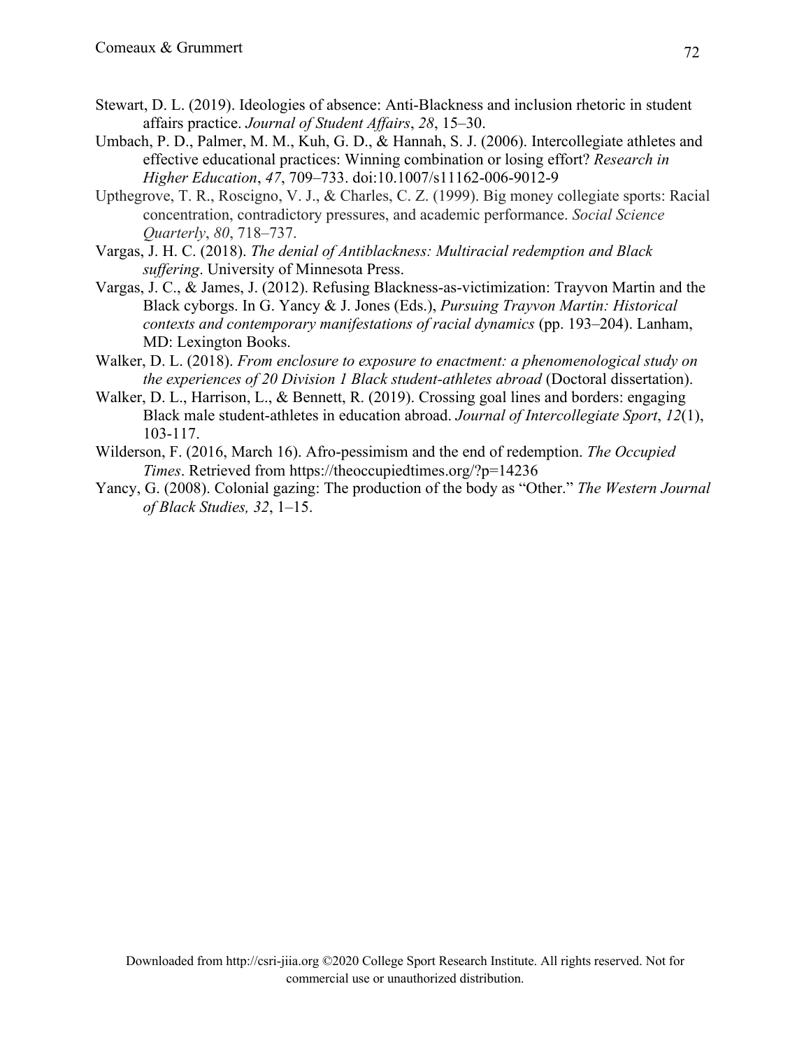Stewart, D. L. (2019). Ideologies of absence: Anti-Blackness and inclusion rhetoric in student affairs practice. *Journal of Student Affairs*, *28*, 15–30.

Umbach, P. D., Palmer, M. M., Kuh, G. D., & Hannah, S. J. (2006). Intercollegiate athletes and effective educational practices: Winning combination or losing effort? *Research in Higher Education*, *47*, 709–733. doi:10.1007/s11162-006-9012-9

Upthegrove, T. R., Roscigno, V. J., & Charles, C. Z. (1999). Big money collegiate sports: Racial concentration, contradictory pressures, and academic performance. *Social Science Quarterly*, *80*, 718–737.

Vargas, J. H. C. (2018). *The denial of Antiblackness: Multiracial redemption and Black suffering*. University of Minnesota Press.

Vargas, J. C., & James, J. (2012). Refusing Blackness-as-victimization: Trayvon Martin and the Black cyborgs. In G. Yancy & J. Jones (Eds.), *Pursuing Trayvon Martin: Historical contexts and contemporary manifestations of racial dynamics* (pp. 193–204). Lanham, MD: Lexington Books.

Walker, D. L. (2018). *From enclosure to exposure to enactment: a phenomenological study on the experiences of 20 Division 1 Black student-athletes abroad* (Doctoral dissertation).

Walker, D. L., Harrison, L., & Bennett, R. (2019). Crossing goal lines and borders: engaging Black male student-athletes in education abroad. *Journal of Intercollegiate Sport*, *12*(1), 103-117.

Wilderson, F. (2016, March 16). Afro-pessimism and the end of redemption. *The Occupied Times*. Retrieved from https://theoccupiedtimes.org/?p=14236

Yancy, G. (2008). Colonial gazing: The production of the body as "Other." *The Western Journal of Black Studies, 32*, 1–15.

Downloaded from http://csri-jiia.org ©2020 College Sport Research Institute. All rights reserved. Not for commercial use or unauthorized distribution.